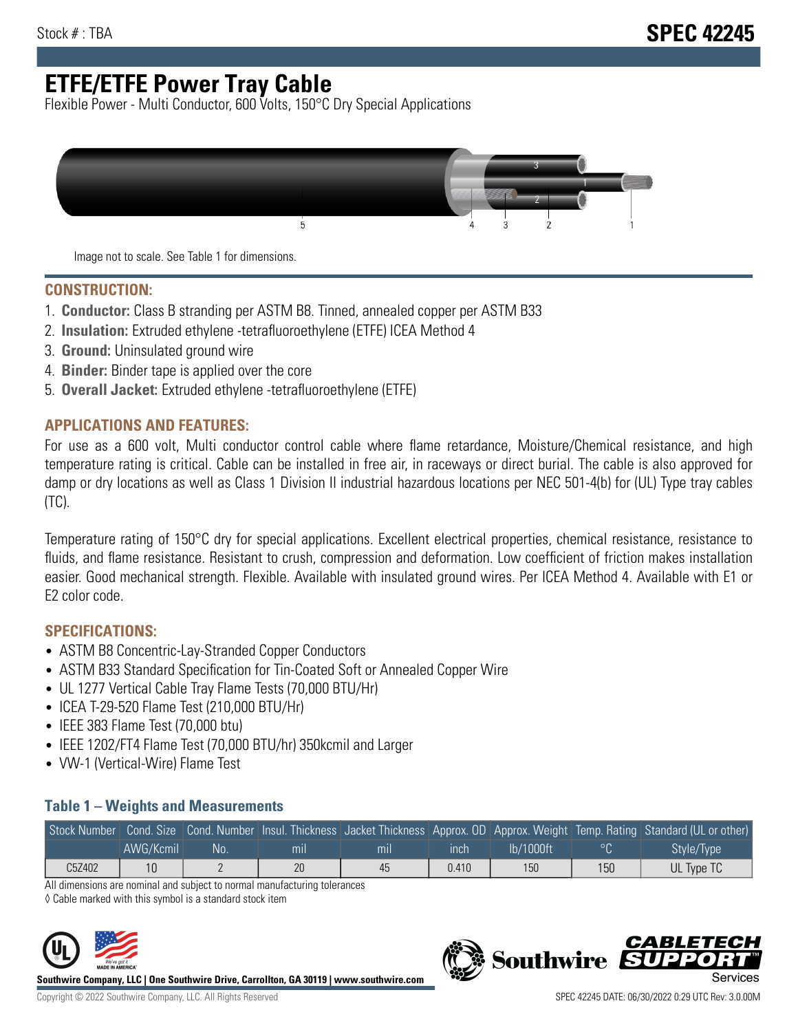Stock # : TBA

**SPEC 42245**

# ETFE/ETFE Power Tray Cable

Flexible Power - Multi Conductor, 600 Volts, 150°C Dry Special Applications

Image not to scale. See Table 1 for dimensions.

## CONSTRUCTION:

1. **Conductor:** Class B stranding per ASTM B8. Tinned, annealed copper per ASTM B33
2. **Insulation:** Extruded ethylene -tetrafluoroethylene (ETFE) ICEA Method 4
3. **Ground:** Uninsulated ground wire
4. **Binder:** Binder tape is applied over the core
5. **Overall Jacket:** Extruded ethylene -tetrafluoroethylene (ETFE)

## APPLICATIONS AND FEATURES:

For use as a 600 volt, Multi conductor control cable where flame retardance, Moisture/Chemical resistance, and high temperature rating is critical. Cable can be installed in free air, in raceways or direct burial. The cable is also approved for damp or dry locations as well as Class 1 Division II industrial hazardous locations per NEC 501-4(b) for (UL) Type tray cables (TC).

Temperature rating of 150°C dry for special applications. Excellent electrical properties, chemical resistance, resistance to fluids, and flame resistance. Resistant to crush, compression and deformation. Low coefficient of friction makes installation easier. Good mechanical strength. Flexible. Available with insulated ground wires. Per ICEA Method 4. Available with E1 or E2 color code.

## SPECIFICATIONS:

- ASTM B8 Concentric-Lay-Stranded Copper Conductors
- ASTM B33 Standard Specification for Tin-Coated Soft or Annealed Copper Wire
- UL 1277 Vertical Cable Tray Flame Tests (70,000 BTU/Hr)
- ICEA T-29-520 Flame Test (210,000 BTU/Hr)
- IEEE 383 Flame Test (70,000 btu)
- IEEE 1202/FT4 Flame Test (70,000 BTU/hr) 350kcmil and Larger
- VW-1 (Vertical-Wire) Flame Test

### Table 1 – Weights and Measurements

| Stock Number | Cond. Size | Cond. Number | Insul. Thickness | Jacket Thickness | Approx. OD | Approx. Weight | Temp. Rating | Standard (UL or other) |
|---|---|---|---|---|---|---|---|---|
| | AWG/Kcmil | No. | mil | mil | inch | lb/1000ft | °C | Style/Type |
| C5Z402 | 10 | 2 | 20 | 45 | 0.410 | 150 | 150 | UL Type TC |

All dimensions are nominal and subject to normal manufacturing tolerances

◊ Cable marked with this symbol is a standard stock item

**Southwire Company, LLC | One Southwire Drive, Carrollton, GA 30119 | www.southwire.com**

Copyright © 2022 Southwire Company, LLC. All Rights Reserved

SPEC 42245 DATE: 06/30/2022 0:29 UTC Rev: 3.0.00M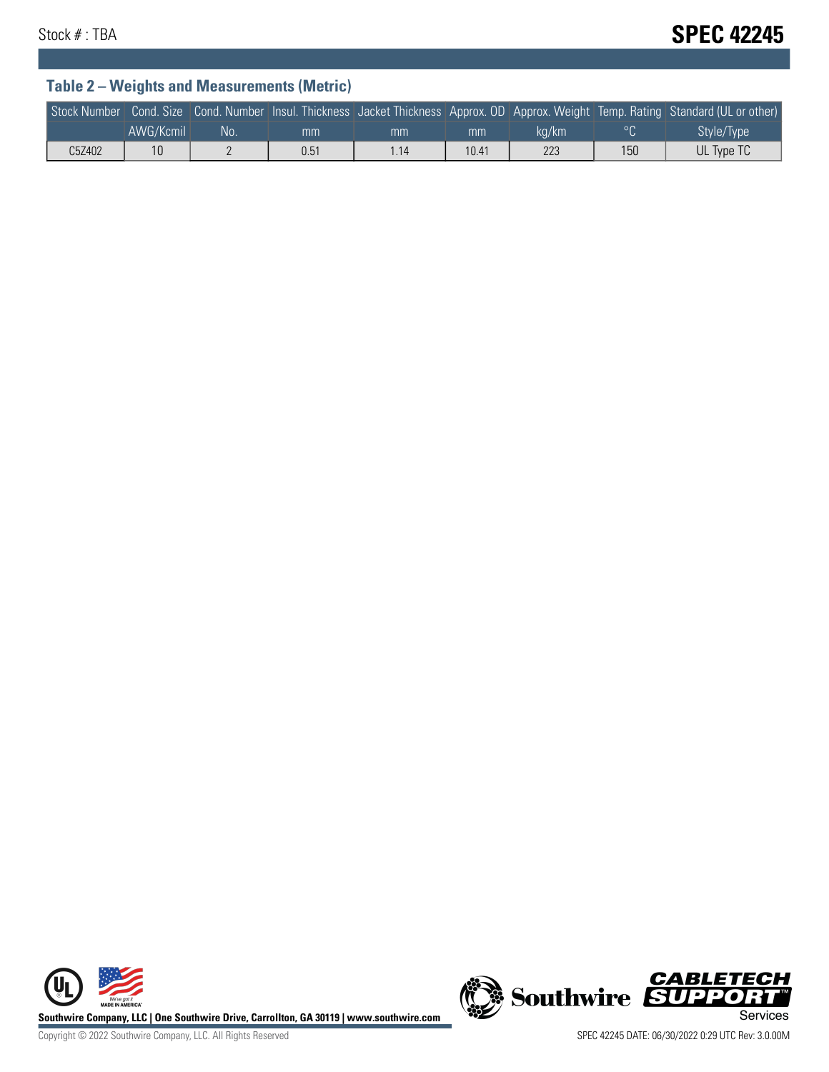### Table 2 – Weights and Measurements (Metric)

| Stock Number | Cond. Size | Cond. Number | Insul. Thickness | Jacket Thickness | Approx. OD | Approx. Weight | Temp. Rating | Standard (UL or other) |
|---|---|---|---|---|---|---|---|---|
| | AWG/Kcmil | No. | mm | mm | mm | kg/km | °C | Style/Type |
| C5Z402 | 10 | 2 | 0.51 | 1.14 | 10.41 | 223 | 150 | UL Type TC |

**Southwire Company, LLC | One Southwire Drive, Carrollton, GA 30119 | www.southwire.com**

Copyright © 2022 Southwire Company, LLC. All Rights Reserved

SPEC 42245 DATE: 06/30/2022 0:29 UTC Rev: 3.0.00M